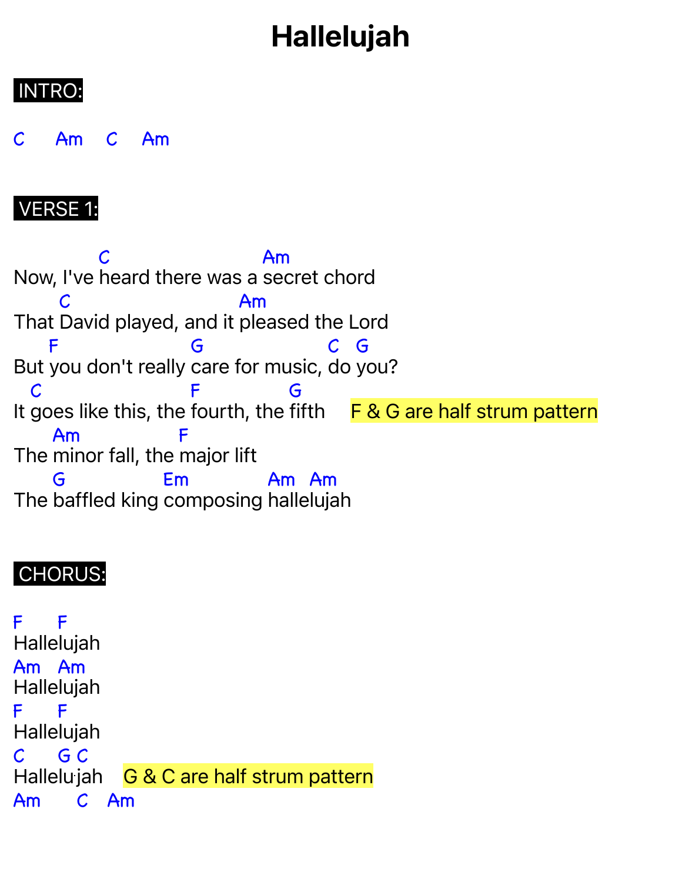# Hallelujah

**INTRO:**

```
C     Am    C    Am
```

**VERSE 1:**

```
              C                              Am
Now, I've heard there was a secret chord
        C                              Am
That David played, and it pleased the Lord
      F                     G                    C    G
But you don't really care for music, do you?
   C                        F                G
It goes like this, the fourth, the fifth
```

F & G are half strum pattern

```
       Am                   F
The minor fall, the major lift
       G                 Em               Am    Am
The baffled king composing hallelujah
```

**CHORUS:**

```
F       F
Hallelujah
Am    Am
Hallelujah
F       F
Hallelujah
C       G C
Hallelujah
```

G & C are half strum pattern

```
Am       C    Am
```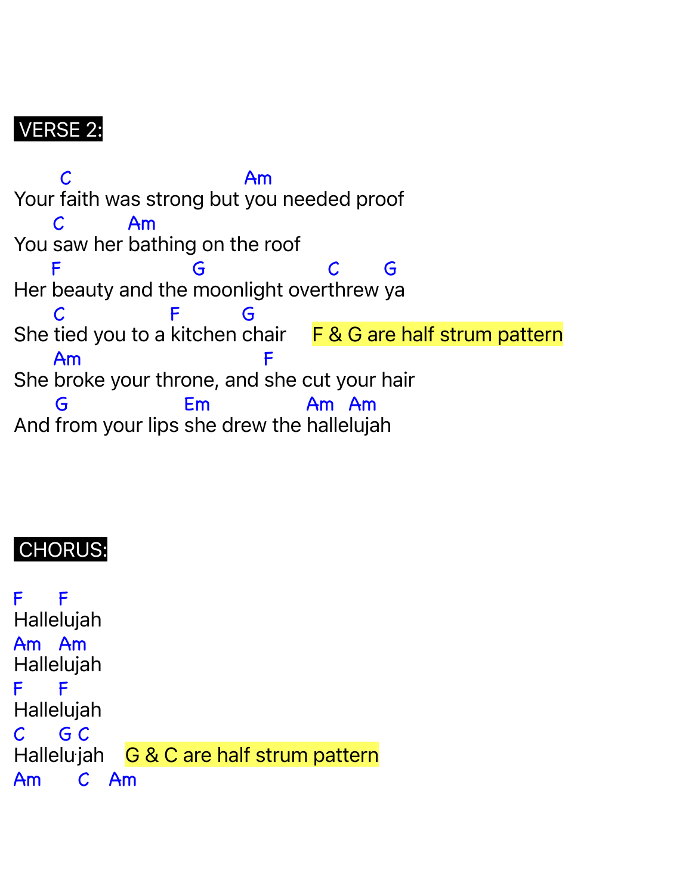## VERSE 2:

```
       C                           Am
Your faith was strong but you needed proof
      C          Am
You saw her bathing on the roof
      F                  G                  C      G
Her beauty and the moonlight overthrew ya
      C                F         G
She tied you to a kitchen chair     F & G are half strum pattern
      Am                               F
She broke your throne, and she cut your hair
      G                  Em               Am   Am
And from your lips she drew the hallelujah
```

## CHORUS:

```
F     F
Hallelujah
Am   Am
Hallelujah
F     F
Hallelujah
C     G C
Hallelujah    G & C are half strum pattern
Am      C   Am
```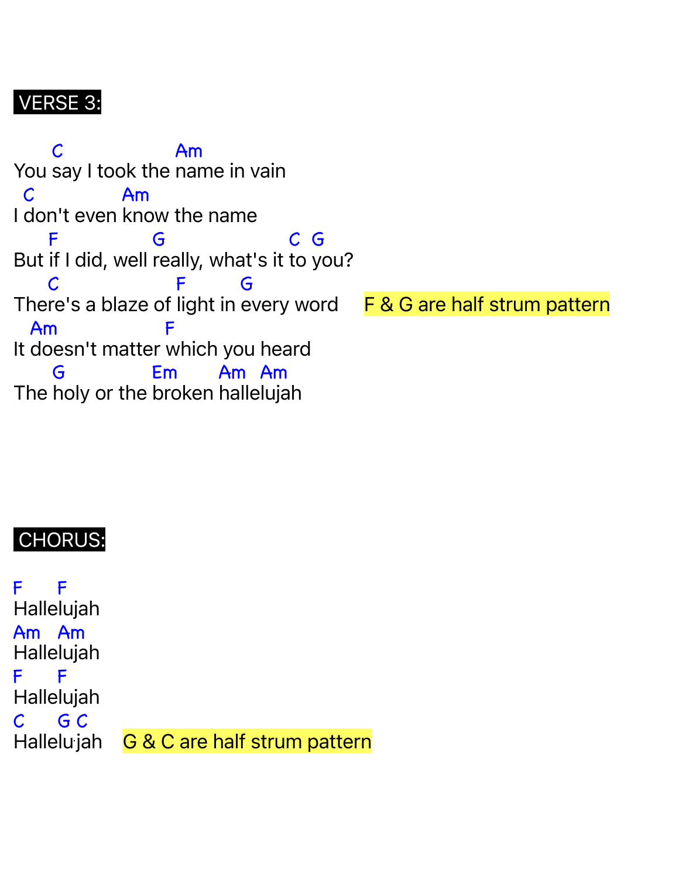## VERSE 3:

```
      C                   Am
You say I took the name in vain
  C             Am
I don't even know the name
     F              G                     C  G
But if I did, well really, what's it to you?
     C                  F         G
There's a blaze of light in every word     F & G are half strum pattern
  Am                    F
It doesn't matter which you heard
     G              Em       Am   Am
The holy or the broken hallelujah
```

## CHORUS:

```
F     F
Hallelujah
Am   Am
Hallelujah
F     F
Hallelujah
C     G C
Hallelujah     G & C are half strum pattern
```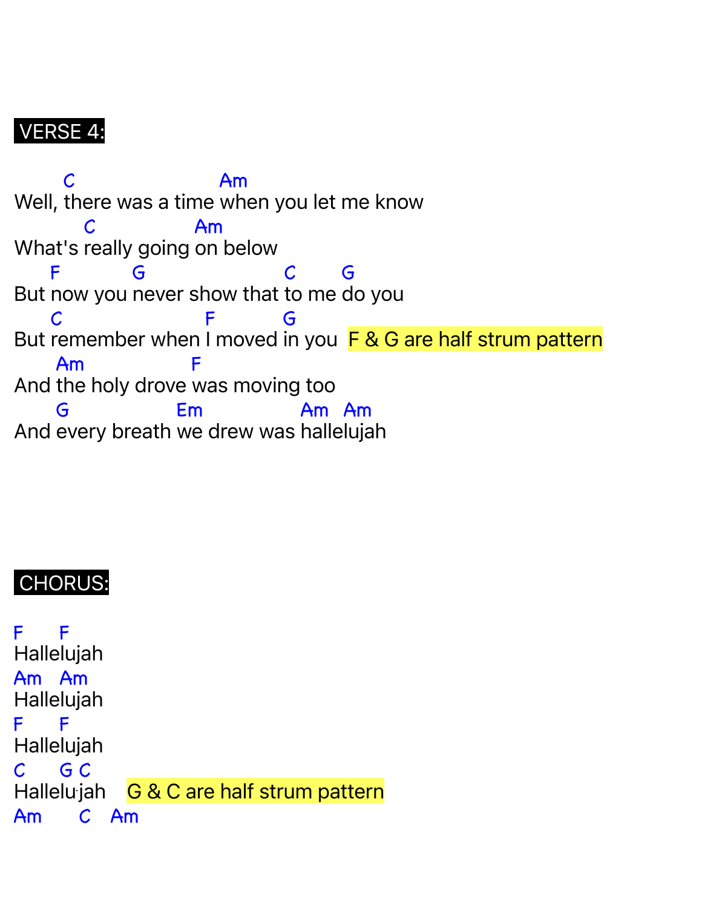**VERSE 4:**

```
        C                        Am
Well, there was a time when you let me know
           C            Am
What's really going on below
     F          G                  C      G
But now you never show that to me do you
      C                      F        G
But remember when I moved in you  F & G are half strum pattern
      Am                   F
And the holy drove was moving too
      G                Em              Am   Am
And every breath we drew was hallelujah
```

**CHORUS:**

```
F     F
Hallelujah
Am   Am
Hallelujah
F     F
Hallelujah
C     G C
Hallelujah    G & C are half strum pattern
Am       C   Am
```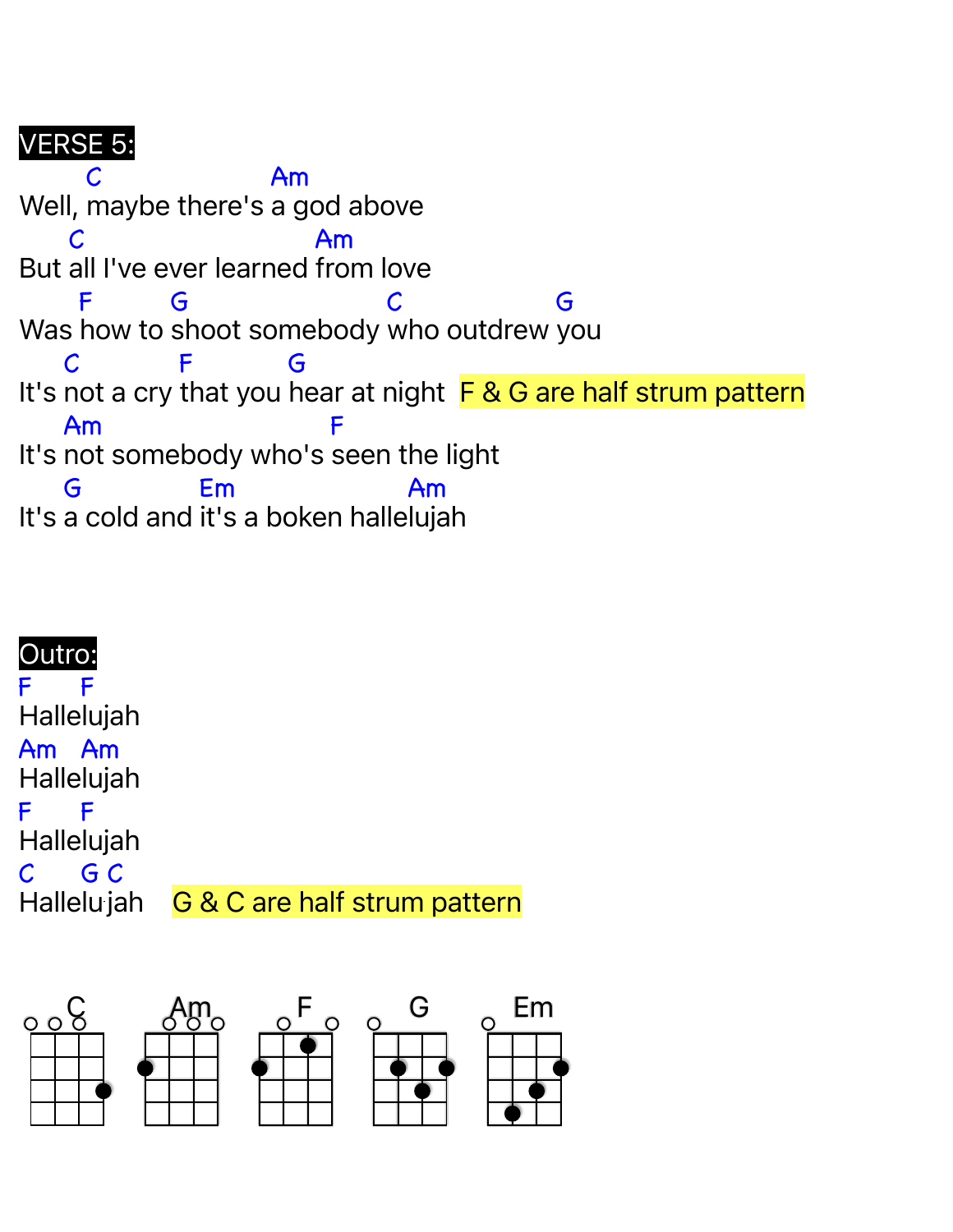## VERSE 5:

```
        C                    Am
Well, maybe there's a god above
      C                          Am
But all I've ever learned from love
       F       G                   C                  G
Was how to shoot somebody who outdrew you
      C           F           G
It's not a cry that you hear at night  F & G are half strum pattern
      Am                           F
It's not somebody who's seen the light
      G             Em                    Am
It's a cold and it's a boken hallelujah
```

## Outro:

```
F      F
Hallelujah
Am   Am
Hallelujah
F      F
Hallelujah
C      G C
Hallelujah    G & C are half strum pattern
```

C Am F G Em